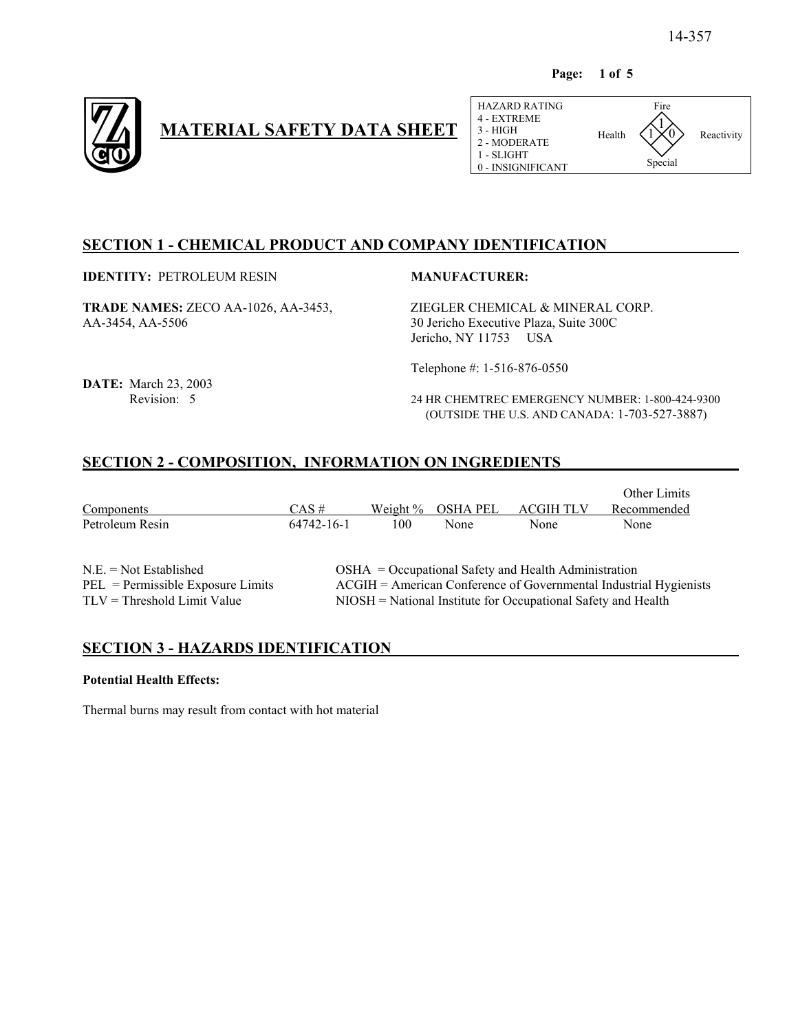14-357

# MATERIAL SAFETY DATA SHEET

| HAZARD RATING | |
|---|---|
| 4 - EXTREME | Fire: 1 |
| 3 - HIGH | Health: 1 |
| 2 - MODERATE | Reactivity: 0 |
| 1 - SLIGHT | Special: |
| 0 - INSIGNIFICANT | |

## SECTION 1 - CHEMICAL PRODUCT AND COMPANY IDENTIFICATION

**IDENTITY:** PETROLEUM RESIN

**TRADE NAMES:** ZECO AA-1026, AA-3453, AA-3454, AA-5506

**DATE:** March 23, 2003
Revision: 5

**MANUFACTURER:**

ZIEGLER CHEMICAL & MINERAL CORP.
30 Jericho Executive Plaza, Suite 300C
Jericho, NY 11753 USA

Telephone #: 1-516-876-0550

24 HR CHEMTREC EMERGENCY NUMBER: 1-800-424-9300
(OUTSIDE THE U.S. AND CANADA: 1-703-527-3887)

## SECTION 2 - COMPOSITION, INFORMATION ON INGREDIENTS

| Components | CAS # | Weight % | OSHA PEL | ACGIH TLV | Other Limits Recommended |
|---|---|---|---|---|---|
| Petroleum Resin | 64742-16-1 | 100 | None | None | None |

N.E. = Not Established
PEL = Permissible Exposure Limits
TLV = Threshold Limit Value
OSHA = Occupational Safety and Health Administration
ACGIH = American Conference of Governmental Industrial Hygienists
NIOSH = National Institute for Occupational Safety and Health

## SECTION 3 - HAZARDS IDENTIFICATION

**Potential Health Effects:**

Thermal burns may result from contact with hot material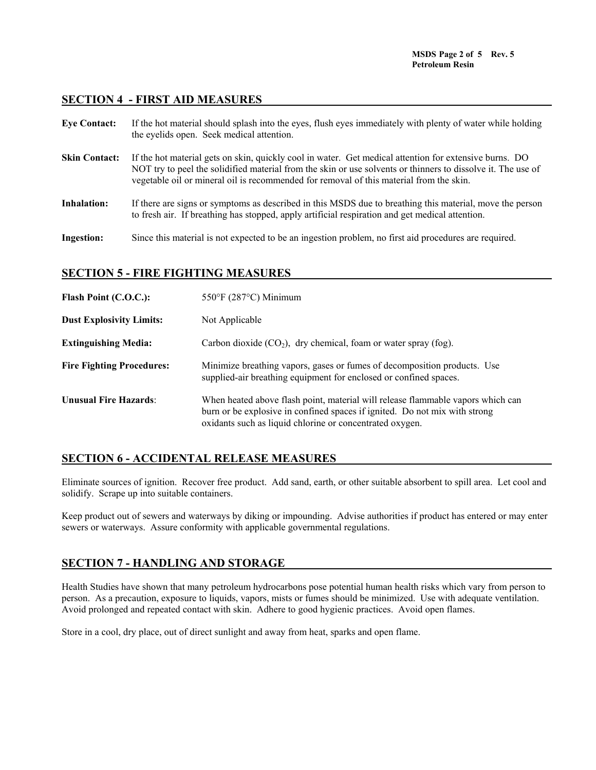## SECTION 4 - FIRST AID MEASURES

**Eye Contact:** If the hot material should splash into the eyes, flush eyes immediately with plenty of water while holding the eyelids open. Seek medical attention.

**Skin Contact:** If the hot material gets on skin, quickly cool in water. Get medical attention for extensive burns. DO NOT try to peel the solidified material from the skin or use solvents or thinners to dissolve it. The use of vegetable oil or mineral oil is recommended for removal of this material from the skin.

**Inhalation:** If there are signs or symptoms as described in this MSDS due to breathing this material, move the person to fresh air. If breathing has stopped, apply artificial respiration and get medical attention.

**Ingestion:** Since this material is not expected to be an ingestion problem, no first aid procedures are required.

## SECTION 5 - FIRE FIGHTING MEASURES

**Flash Point (C.O.C.):** 550°F (287°C) Minimum

**Dust Explosivity Limits:** Not Applicable

**Extinguishing Media:** Carbon dioxide ($CO_2$), dry chemical, foam or water spray (fog).

**Fire Fighting Procedures:** Minimize breathing vapors, gases or fumes of decomposition products. Use supplied-air breathing equipment for enclosed or confined spaces.

**Unusual Fire Hazards**: When heated above flash point, material will release flammable vapors which can burn or be explosive in confined spaces if ignited. Do not mix with strong oxidants such as liquid chlorine or concentrated oxygen.

## SECTION 6 - ACCIDENTAL RELEASE MEASURES

Eliminate sources of ignition. Recover free product. Add sand, earth, or other suitable absorbent to spill area. Let cool and solidify. Scrape up into suitable containers.

Keep product out of sewers and waterways by diking or impounding. Advise authorities if product has entered or may enter sewers or waterways. Assure conformity with applicable governmental regulations.

## SECTION 7 - HANDLING AND STORAGE

Health Studies have shown that many petroleum hydrocarbons pose potential human health risks which vary from person to person. As a precaution, exposure to liquids, vapors, mists or fumes should be minimized. Use with adequate ventilation. Avoid prolonged and repeated contact with skin. Adhere to good hygienic practices. Avoid open flames.

Store in a cool, dry place, out of direct sunlight and away from heat, sparks and open flame.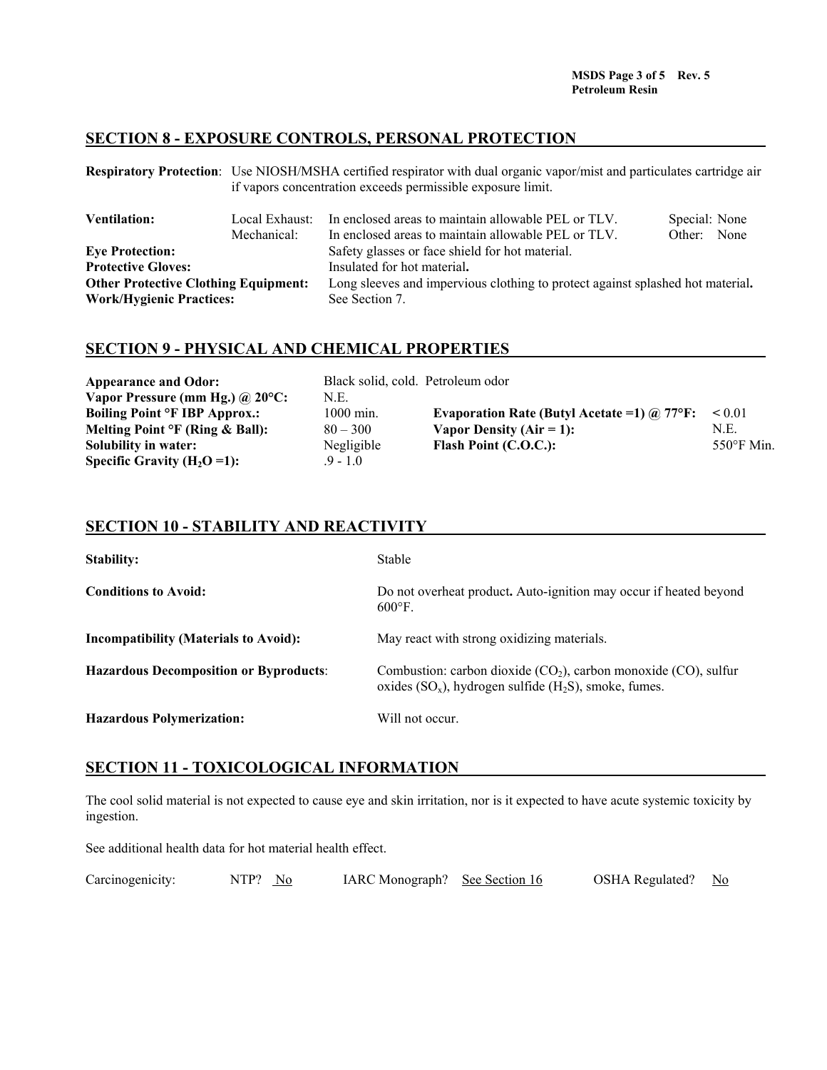## SECTION 8 - EXPOSURE CONTROLS, PERSONAL PROTECTION

**Respiratory Protection**: Use NIOSH/MSHA certified respirator with dual organic vapor/mist and particulates cartridge air if vapors concentration exceeds permissible exposure limit.

| | | | |
|---|---|---|---|
| **Ventilation:** | Local Exhaust: | In enclosed areas to maintain allowable PEL or TLV. | Special: None |
| | Mechanical: | In enclosed areas to maintain allowable PEL or TLV. | Other: None |
| **Eye Protection:** | | Safety glasses or face shield for hot material. | |
| **Protective Gloves:** | | Insulated for hot material. | |
| **Other Protective Clothing Equipment:** | | Long sleeves and impervious clothing to protect against splashed hot material. | |
| **Work/Hygienic Practices:** | | See Section 7. | |

## SECTION 9 - PHYSICAL AND CHEMICAL PROPERTIES

| | | | |
|---|---|---|---|
| **Appearance and Odor:** | Black solid, cold. Petroleum odor | | |
| **Vapor Pressure (mm Hg.) @ 20°C:** | N.E. | | |
| **Boiling Point °F IBP Approx.:** | 1000 min. | **Evaporation Rate (Butyl Acetate =1) @ 77°F:** | < 0.01 |
| **Melting Point °F (Ring & Ball):** | 80 – 300 | **Vapor Density (Air = 1):** | N.E. |
| **Solubility in water:** | Negligible | **Flash Point (C.O.C.):** | 550°F Min. |
| **Specific Gravity ($H_2O$ =1):** | .9 - 1.0 | | |

## SECTION 10 - STABILITY AND REACTIVITY

| | |
|---|---|
| **Stability:** | Stable |
| **Conditions to Avoid:** | Do not overheat product. Auto-ignition may occur if heated beyond 600°F. |
| **Incompatibility (Materials to Avoid):** | May react with strong oxidizing materials. |
| **Hazardous Decomposition or Byproducts**: | Combustion: carbon dioxide ($CO_2$), carbon monoxide (CO), sulfur oxides ($SO_x$), hydrogen sulfide ($H_2S$), smoke, fumes. |
| **Hazardous Polymerization:** | Will not occur. |

## SECTION 11 - TOXICOLOGICAL INFORMATION

The cool solid material is not expected to cause eye and skin irritation, nor is it expected to have acute systemic toxicity by ingestion.

See additional health data for hot material health effect.

Carcinogenicity: NTP? No IARC Monograph? See Section 16 OSHA Regulated? No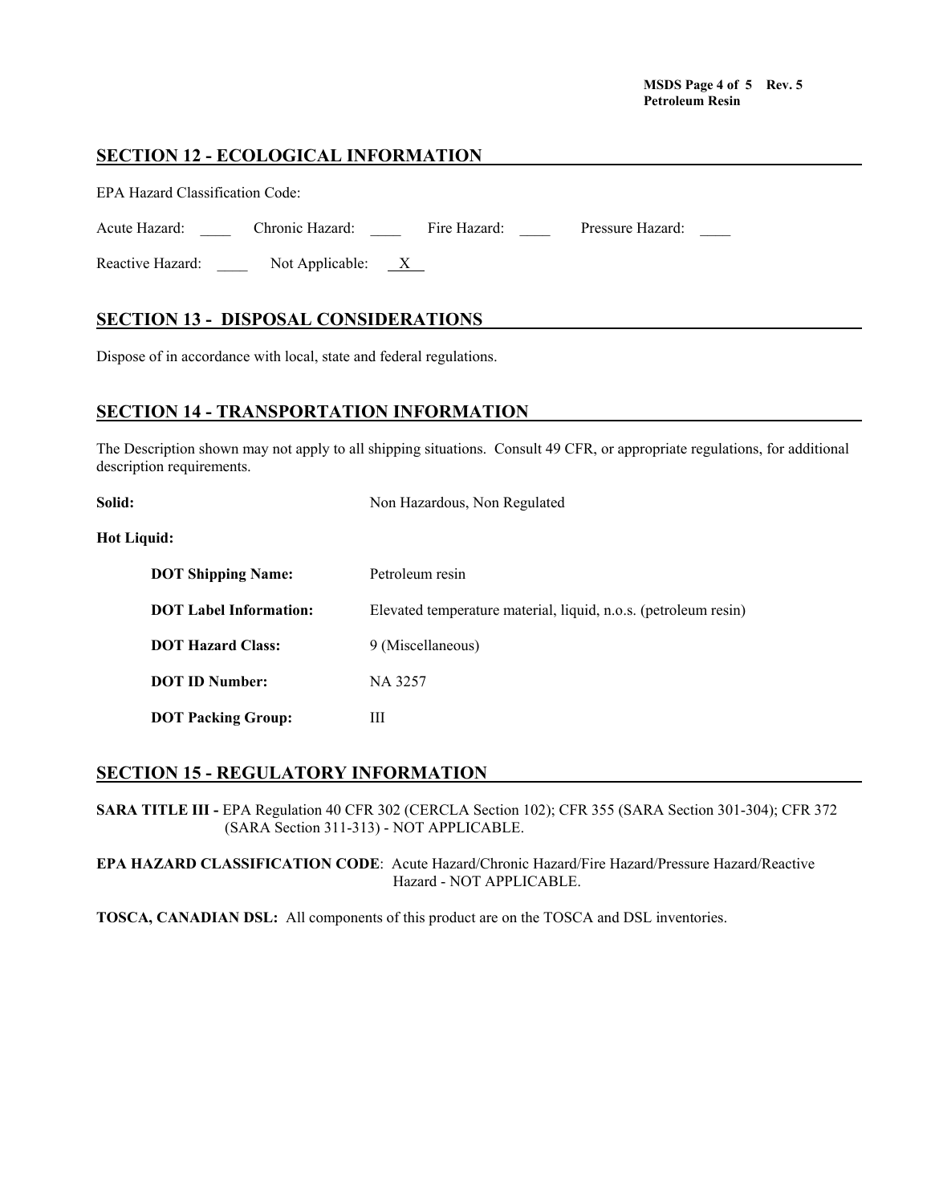## SECTION 12 - ECOLOGICAL INFORMATION

EPA Hazard Classification Code:

Acute Hazard: ____ Chronic Hazard: ____ Fire Hazard: ____ Pressure Hazard: ____

Reactive Hazard: ____ Not Applicable: X

## SECTION 13 - DISPOSAL CONSIDERATIONS

Dispose of in accordance with local, state and federal regulations.

## SECTION 14 - TRANSPORTATION INFORMATION

The Description shown may not apply to all shipping situations. Consult 49 CFR, or appropriate regulations, for additional description requirements.

**Solid:** Non Hazardous, Non Regulated

**Hot Liquid:**

- **DOT Shipping Name:** Petroleum resin
- **DOT Label Information:** Elevated temperature material, liquid, n.o.s. (petroleum resin)
- **DOT Hazard Class:** 9 (Miscellaneous)
- **DOT ID Number:** NA 3257
- **DOT Packing Group:** III

## SECTION 15 - REGULATORY INFORMATION

**SARA TITLE III -** EPA Regulation 40 CFR 302 (CERCLA Section 102); CFR 355 (SARA Section 301-304); CFR 372 (SARA Section 311-313) - NOT APPLICABLE.

**EPA HAZARD CLASSIFICATION CODE**: Acute Hazard/Chronic Hazard/Fire Hazard/Pressure Hazard/Reactive Hazard - NOT APPLICABLE.

**TOSCA, CANADIAN DSL:** All components of this product are on the TOSCA and DSL inventories.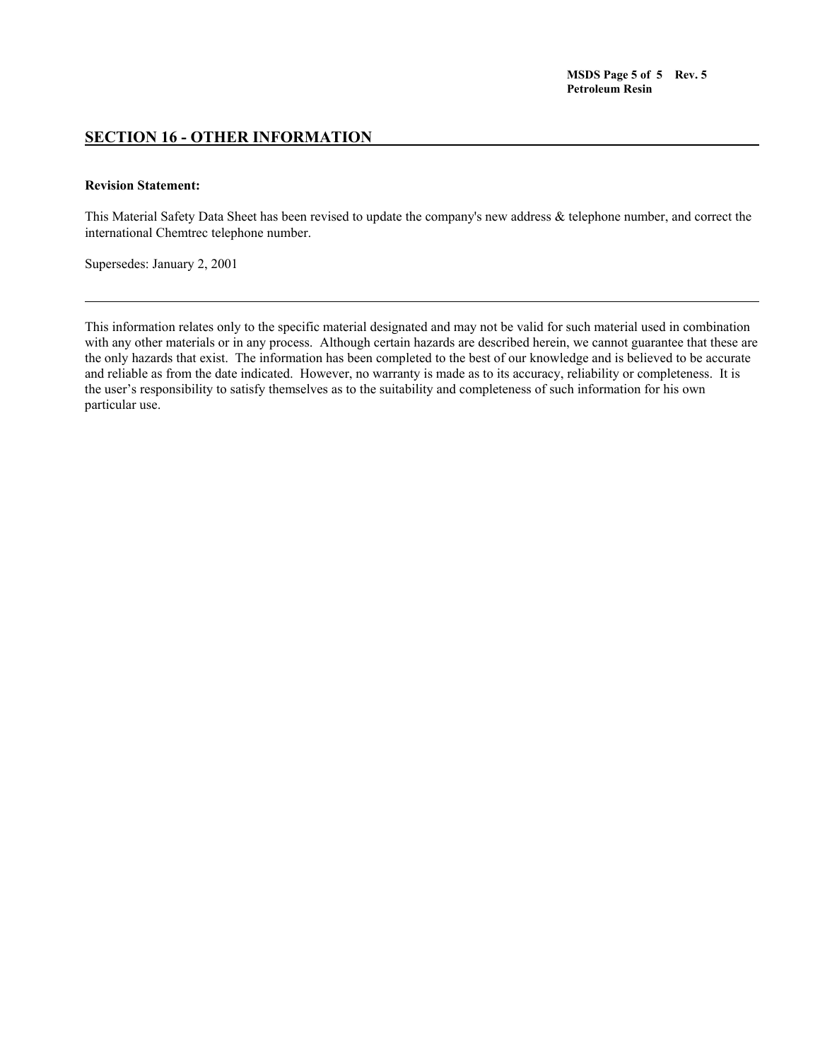## SECTION 16 - OTHER INFORMATION

**Revision Statement:**

This Material Safety Data Sheet has been revised to update the company's new address & telephone number, and correct the international Chemtrec telephone number.

Supersedes: January 2, 2001

---

This information relates only to the specific material designated and may not be valid for such material used in combination with any other materials or in any process. Although certain hazards are described herein, we cannot guarantee that these are the only hazards that exist. The information has been completed to the best of our knowledge and is believed to be accurate and reliable as from the date indicated. However, no warranty is made as to its accuracy, reliability or completeness. It is the user's responsibility to satisfy themselves as to the suitability and completeness of such information for his own particular use.